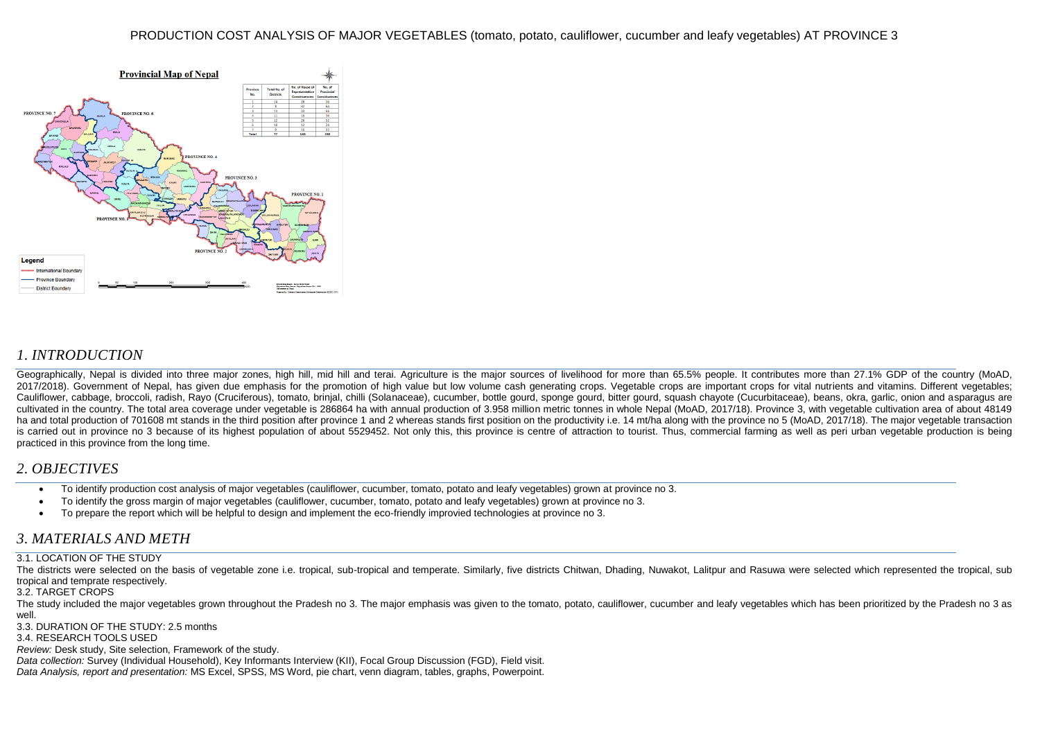PRODUCTION COST ANALYSIS OF MAJOR VEGETABLES (tomato, potato, cauliflower, cucumber and leafy vegetables) AT PROVINCE 3

## *1. INTRODUCTION*

Geographically, Nepal is divided into three major zones, high hill, mid hill and terai. Agriculture is the major sources of livelihood for more than 65.5% people. It contributes more than 27.1% GDP of the country (MoAD, 2017/2018). Government of Nepal, has given due emphasis for the promotion of high value but low volume cash generating crops. Vegetable crops are important crops for vital nutrients and vitamins. Different vegetables; Cauliflower, cabbage, broccoli, radish, Rayo (Cruciferous), tomato, brinjal, chilli (Solanaceae), cucumber, bottle gourd, sponge gourd, bitter gourd, squash chayote (Cucurbitaceae), beans, okra, garlic, onion and asparagus are cultivated in the country. The total area coverage under vegetable is 286864 ha with annual production of 3.958 million metric tonnes in whole Nepal (MoAD, 2017/18). Province 3, with vegetable cultivation area of about 48149 ha and total production of 701608 mt stands in the third position after province 1 and 2 whereas stands first position on the productivity i.e. 14 mt/ha along with the province no 5 (MoAD, 2017/18). The major vegetable transaction is carried out in province no 3 because of its highest population of about 5529452. Not only this, this province is centre of attraction to tourist. Thus, commercial farming as well as peri urban vegetable production is being practiced in this province from the long time.

## *2. OBJECTIVES*

- To identify production cost analysis of major vegetables (cauliflower, cucumber, tomato, potato and leafy vegetables) grown at province no 3.
- To identify the gross margin of major vegetables (cauliflower, cucumber, tomato, potato and leafy vegetables) grown at province no 3.
- To prepare the report which will be helpful to design and implement the eco-friendly improvied technologies at province no 3.

## *3. MATERIALS AND METH*

3.1. LOCATION OF THE STUDY

The districts were selected on the basis of vegetable zone i.e. tropical, sub-tropical and temperate. Similarly, five districts Chitwan, Dhading, Nuwakot, Lalitpur and Rasuwa were selected which represented the tropical, sub tropical and temprate respectively.

3.2. TARGET CROPS

The study included the major vegetables grown throughout the Pradesh no 3. The major emphasis was given to the tomato, potato, cauliflower, cucumber and leafy vegetables which has been prioritized by the Pradesh no 3 as well.

3.3. DURATION OF THE STUDY: 2.5 months

3.4. RESEARCH TOOLS USED

*Review:* Desk study, Site selection, Framework of the study.

*Data collection:* Survey (Individual Household), Key Informants Interview (KII), Focal Group Discussion (FGD), Field visit.

*Data Analysis, report and presentation:* MS Excel, SPSS, MS Word, pie chart, venn diagram, tables, graphs, Powerpoint.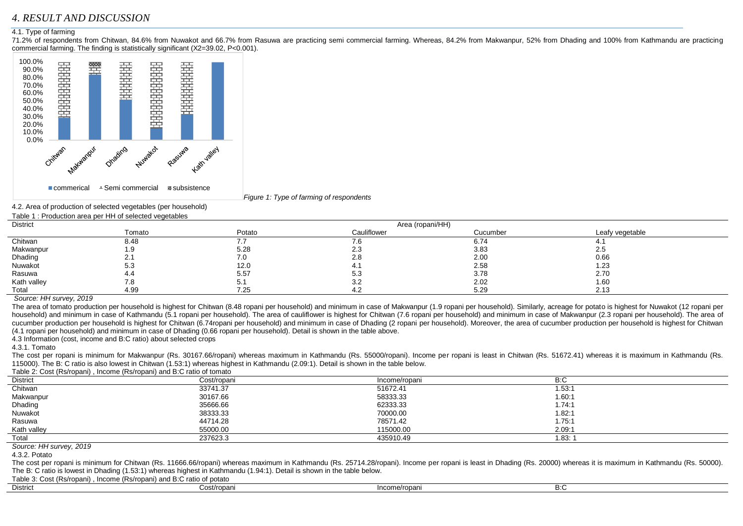# 4. RESULT AND DISCUSSION

## 4.1. Type of farming

71.2% of respondents from Chitwan, 84.6% from Nuwakot and 66.7% from Rasuwa are practicing semi commercial farming. Whereas, 84.2% from Makwanpur, 52% from Dhading and 100% from Kathmandu are practicing commercial farming. The finding is statistically significant ($X2=39.02$, $P<0.001$).

*Figure 1: Type of farming of respondents*

## 4.2. Area of production of selected vegetables (per household)

Table 1 : Production area per HH of selected vegetables

| District | Area (ropani/HH) | | | | |
|---|---|---|---|---|---|
| | Tomato | Potato | Cauliflower | Cucumber | Leafy vegetable |
| Chitwan | 8.48 | 7.7 | 7.6 | 6.74 | 4.1 |
| Makwanpur | 1.9 | 5.28 | 2.3 | 3.83 | 2.5 |
| Dhading | 2.1 | 7.0 | 2.8 | 2.00 | 0.66 |
| Nuwakot | 5.3 | 12.0 | 4.1 | 2.58 | 1.23 |
| Rasuwa | 4.4 | 5.57 | 5.3 | 3.78 | 2.70 |
| Kath valley | 7.8 | 5.1 | 3.2 | 2.02 | 1.60 |
| Total | 4.99 | 7.25 | 4.2 | 5.29 | 2.13 |

*Source: HH survey, 2019*

The area of tomato production per household is highest for Chitwan (8.48 ropani per household) and minimum in case of Makwanpur (1.9 ropani per household). Similarly, acreage for potato is highest for Nuwakot (12 ropani per household) and minimum in case of Kathmandu (5.1 ropani per household). The area of cauliflower is highest for Chitwan (7.6 ropani per household) and minimum in case of Makwanpur (2.3 ropani per household). The area of cucumber production per household is highest for Chitwan (6.74ropani per household) and minimum in case of Dhading (2 ropani per household). Moreover, the area of cucumber production per household is highest for Chitwan (4.1 ropani per household) and minimum in case of Dhading (0.66 ropani per household). Detail is shown in the table above.

## 4.3 Information (cost, income and B:C ratio) about selected crops

### 4.3.1. Tomato

The cost per ropani is minimum for Makwanpur (Rs. 30167.66/ropani) whereas maximum in Kathmandu (Rs. 55000/ropani). Income per ropani is least in Chitwan (Rs. 51672.41) whereas it is maximum in Kathmandu (Rs. 115000). The B: C ratio is also lowest in Chitwan (1.53:1) whereas highest in Kathmandu (2.09:1). Detail is shown in the table below.

Table 2: Cost (Rs/ropani) , Income (Rs/ropani) and B:C ratio of tomato

| District | Cost/ropani | Income/ropani | B:C |
|---|---|---|---|
| Chitwan | 33741.37 | 51672.41 | 1.53:1 |
| Makwanpur | 30167.66 | 58333.33 | 1.60:1 |
| Dhading | 35666.66 | 62333.33 | 1.74:1 |
| Nuwakot | 38333.33 | 70000.00 | 1.82:1 |
| Rasuwa | 44714.28 | 78571.42 | 1.75:1 |
| Kath valley | 55000.00 | 115000.00 | 2.09:1 |
| Total | 237623.3 | 435910.49 | 1.83: 1 |

*Source: HH survey, 2019*

### 4.3.2. Potato

The cost per ropani is minimum for Chitwan (Rs. 11666.66/ropani) whereas maximum in Kathmandu (Rs. 25714.28/ropani). Income per ropani is least in Dhading (Rs. 20000) whereas it is maximum in Kathmandu (Rs. 50000). The B: C ratio is lowest in Dhading (1.53:1) whereas highest in Kathmandu (1.94:1). Detail is shown in the table below.

Table 3: Cost (Rs/ropani) , Income (Rs/ropani) and B:C ratio of potato

| District | Cost/ropani | Income/ropani | B:C |
|---|---|---|---|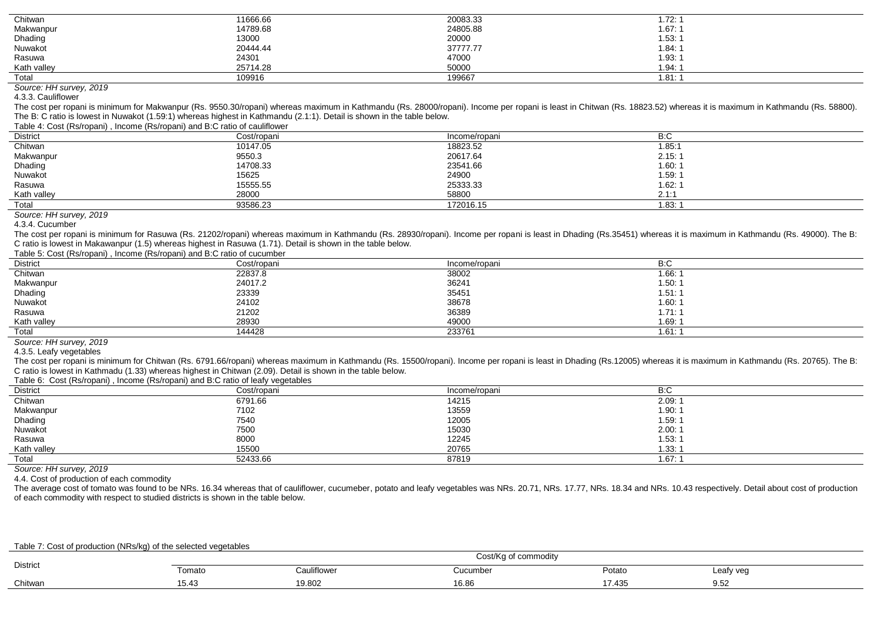| Chitwan | 11666.66 | 20083.33 | 1.72: 1 |
|---|---|---|---|
| Makwanpur | 14789.68 | 24805.88 | 1.67: 1 |
| Dhading | 13000 | 20000 | 1.53: 1 |
| Nuwakot | 20444.44 | 37777.77 | 1.84: 1 |
| Rasuwa | 24301 | 47000 | 1.93: 1 |
| Kath valley | 25714.28 | 50000 | 1.94: 1 |
| Total | 109916 | 199667 | 1.81: 1 |

*Source: HH survey, 2019*

#### 4.3.3. Cauliflower

The cost per ropani is minimum for Makwanpur (Rs. 9550.30/ropani) whereas maximum in Kathmandu (Rs. 28000/ropani). Income per ropani is least in Chitwan (Rs. 18823.52) whereas it is maximum in Kathmandu (Rs. 58800). The B: C ratio is lowest in Nuwakot (1.59:1) whereas highest in Kathmandu (2.1:1). Detail is shown in the table below.

Table 4: Cost (Rs/ropani) , Income (Rs/ropani) and B:C ratio of cauliflower

| District | Cost/ropani | Income/ropani | B:C |
|---|---|---|---|
| Chitwan | 10147.05 | 18823.52 | 1.85:1 |
| Makwanpur | 9550.3 | 20617.64 | 2.15: 1 |
| Dhading | 14708.33 | 23541.66 | 1.60: 1 |
| Nuwakot | 15625 | 24900 | 1.59: 1 |
| Rasuwa | 15555.55 | 25333.33 | 1.62: 1 |
| Kath valley | 28000 | 58800 | 2.1:1 |
| Total | 93586.23 | 172016.15 | 1.83: 1 |

*Source: HH survey, 2019*

#### 4.3.4. Cucumber

The cost per ropani is minimum for Rasuwa (Rs. 21202/ropani) whereas maximum in Kathmandu (Rs. 28930/ropani). Income per ropani is least in Dhading (Rs.35451) whereas it is maximum in Kathmandu (Rs. 49000). The B: C ratio is lowest in Makawanpur (1.5) whereas highest in Rasuwa (1.71). Detail is shown in the table below.

Table 5: Cost (Rs/ropani) , Income (Rs/ropani) and B:C ratio of cucumber

| District | Cost/ropani | Income/ropani | B:C |
|---|---|---|---|
| Chitwan | 22837.8 | 38002 | 1.66: 1 |
| Makwanpur | 24017.2 | 36241 | 1.50: 1 |
| Dhading | 23339 | 35451 | 1.51: 1 |
| Nuwakot | 24102 | 38678 | 1.60: 1 |
| Rasuwa | 21202 | 36389 | 1.71: 1 |
| Kath valley | 28930 | 49000 | 1.69: 1 |
| Total | 144428 | 233761 | 1.61: 1 |

*Source: HH survey, 2019*

#### 4.3.5. Leafy vegetables

The cost per ropani is minimum for Chitwan (Rs. 6791.66/ropani) whereas maximum in Kathmandu (Rs. 15500/ropani). Income per ropani is least in Dhading (Rs.12005) whereas it is maximum in Kathmandu (Rs. 20765). The B: C ratio is lowest in Kathmadu (1.33) whereas highest in Chitwan (2.09). Detail is shown in the table below.

Table 6: Cost (Rs/ropani) , Income (Rs/ropani) and B:C ratio of leafy vegetables

| District | Cost/ropani | Income/ropani | B:C |
|---|---|---|---|
| Chitwan | 6791.66 | 14215 | 2.09: 1 |
| Makwanpur | 7102 | 13559 | 1.90: 1 |
| Dhading | 7540 | 12005 | 1.59: 1 |
| Nuwakot | 7500 | 15030 | 2.00: 1 |
| Rasuwa | 8000 | 12245 | 1.53: 1 |
| Kath valley | 15500 | 20765 | 1.33: 1 |
| Total | 52433.66 | 87819 | 1.67: 1 |

*Source: HH survey, 2019*

### 4.4. Cost of production of each commodity

The average cost of tomato was found to be NRs. 16.34 whereas that of cauliflower, cucumeber, potato and leafy vegetables was NRs. 20.71, NRs. 17.77, NRs. 18.34 and NRs. 10.43 respectively. Detail about cost of production of each commodity with respect to studied districts is shown in the table below.

Table 7: Cost of production (NRs/kg) of the selected vegetables

| District | Cost/Kg of commodity | | | | |
|---|---|---|---|---|---|
| | Tomato | Cauliflower | Cucumber | Potato | Leafy veg |
| Chitwan | 15.43 | 19.802 | 16.86 | 17.435 | 9.52 |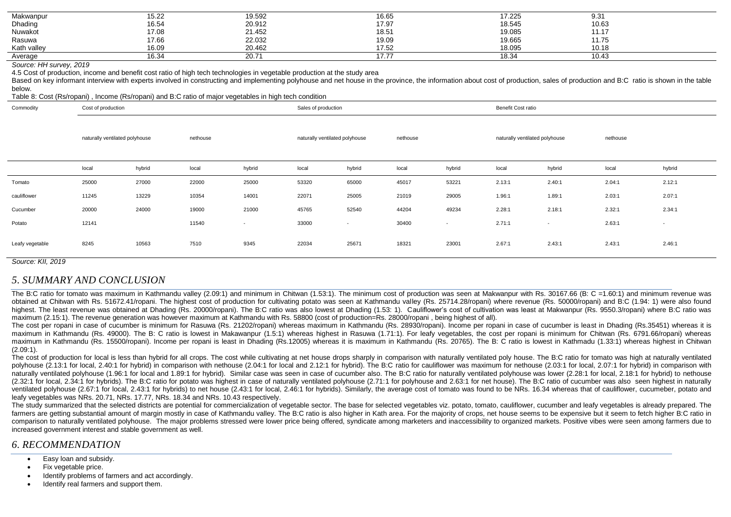| | | | | | |
|---|---|---|---|---|---|
| Makwanpur | 15.22 | 19.592 | 16.65 | 17.225 | 9.31 |
| Dhading | 16.54 | 20.912 | 17.97 | 18.545 | 10.63 |
| Nuwakot | 17.08 | 21.452 | 18.51 | 19.085 | 11.17 |
| Rasuwa | 17.66 | 22.032 | 19.09 | 19.665 | 11.75 |
| Kath valley | 16.09 | 20.462 | 17.52 | 18.095 | 10.18 |
| Average | 16.34 | 20.71 | 17.77 | 18.34 | 10.43 |

*Source: HH survey, 2019*

4.5 Cost of production, income and benefit cost ratio of high tech technologies in vegetable production at the study area

Based on key informant interview with experts involved in constructing and implementing polyhouse and net house in the province, the information about cost of production, sales of production and B:C ratio is shown in the table below.

Table 8: Cost (Rs/ropani) , Income (Rs/ropani) and B:C ratio of major vegetables in high tech condition

| Commodity | Cost of production | | | | Sales of production | | | | Benefit Cost ratio | | | |
|---|---|---|---|---|---|---|---|---|---|---|---|---|
| | naturally ventilated polyhouse | | nethouse | | naturally ventilated polyhouse | | nethouse | | naturally ventilated polyhouse | | nethouse | |
| | local | hybrid | local | hybrid | local | hybrid | local | hybrid | local | hybrid | local | hybrid |
| Tomato | 25000 | 27000 | 22000 | 25000 | 53320 | 65000 | 45017 | 53221 | 2.13:1 | 2.40:1 | 2.04:1 | 2.12:1 |
| cauliflower | 11245 | 13229 | 10354 | 14001 | 22071 | 25005 | 21019 | 29005 | 1.96:1 | 1.89:1 | 2.03:1 | 2.07:1 |
| Cucumber | 20000 | 24000 | 19000 | 21000 | 45765 | 52540 | 44204 | 49234 | 2.28:1 | 2.18:1 | 2.32:1 | 2.34:1 |
| Potato | 12141 | | 11540 | - | 33000 | - | 30400 | - | 2.71:1 | - | 2.63:1 | - |
| Leafy vegetable | 8245 | 10563 | 7510 | 9345 | 22034 | 25671 | 18321 | 23001 | 2.67:1 | 2.43:1 | 2.43:1 | 2.46:1 |

*Source: KII, 2019*

## 5. SUMMARY AND CONCLUSION

The B:C ratio for tomato was maximum in Kathmandu valley (2.09:1) and minimum in Chitwan (1.53:1). The minimum cost of production was seen at Makwanpur with Rs. 30167.66 (B: C =1.60:1) and minimum revenue was obtained at Chitwan with Rs. 51672.41/ropani. The highest cost of production for cultivating potato was seen at Kathmandu valley (Rs. 25714.28/ropani) where revenue (Rs. 50000/ropani) and B:C (1.94: 1) were also found highest. The least revenue was obtained at Dhading (Rs. 20000/ropani). The B:C ratio was also lowest at Dhading (1.53: 1). Cauliflower's cost of cultivation was least at Makwanpur (Rs. 9550.3/ropani) where B:C ratio was maximum (2.15:1). The revenue generation was however maximum at Kathmandu with Rs. 58800 (cost of production=Rs. 28000/ropani , being highest of all).

The cost per ropani in case of cucumber is minimum for Rasuwa (Rs. 21202/ropani) whereas maximum in Kathmandu (Rs. 28930/ropani). Income per ropani in case of cucumber is least in Dhading (Rs.35451) whereas it is maximum in Kathmandu (Rs. 49000). The B: C ratio is lowest in Makawanpur (1.5:1) whereas highest in Rasuwa (1.71:1). For leafy vegetables, the cost per ropani is minimum for Chitwan (Rs. 6791.66/ropani) whereas maximum in Kathmandu (Rs. 15500/ropani). Income per ropani is least in Dhading (Rs.12005) whereas it is maximum in Kathmandu (Rs. 20765). The B: C ratio is lowest in Kathmadu (1.33:1) whereas highest in Chitwan (2.09:1).

The cost of production for local is less than hybrid for all crops. The cost while cultivating at net house drops sharply in comparison with naturally ventilated poly house. The B:C ratio for tomato was high at naturally ventilated polyhouse (2.13:1 for local, 2.40:1 for hybrid) in comparison with nethouse (2.04:1 for local and 2.12:1 for hybrid). The B:C ratio for cauliflower was maximum for nethouse (2.03:1 for local, 2.07:1 for hybrid) in comparison with naturally ventilated polyhouse (1.96:1 for local and 1.89:1 for hybrid). Similar case was seen in case of cucumber also. The B:C ratio for naturally ventilated polyhouse was lower (2.28:1 for local, 2.18:1 for hybrid) to nethouse (2.32:1 for local, 2.34:1 for hybrids). The B:C ratio for potato was highest in case of naturally ventilated polyhouse (2.71:1 for polyhouse and 2.63:1 for net house). The B:C ratio of cucumber was also seen highest in naturally ventilated polyhouse (2.67:1 for local, 2.43:1 for hybrids) to net house (2.43:1 for local, 2.46:1 for hybrids). Similarly, the average cost of tomato was found to be NRs. 16.34 whereas that of cauliflower, cucumeber, potato and leafy vegetables was NRs. 20.71, NRs. 17.77, NRs. 18.34 and NRs. 10.43 respectively.

The study summarized that the selected districts are potential for commercialization of vegetable sector. The base for selected vegetables viz. potato, tomato, cauliflower, cucumber and leafy vegetables is already prepared. The farmers are getting substantial amount of margin mostly in case of Kathmandu valley. The B:C ratio is also higher in Kath area. For the majority of crops, net house seems to be expensive but it seem to fetch higher B:C ratio in comparison to naturally ventilated polyhouse. The major problems stressed were lower price being offered, syndicate among marketers and inaccessibility to organized markets. Positive vibes were seen among farmers due to increased government interest and stable government as well.

## 6. RECOMMENDATION

- Easy loan and subsidy.
- Fix vegetable price.
- Identify problems of farmers and act accordingly.
- Identify real farmers and support them.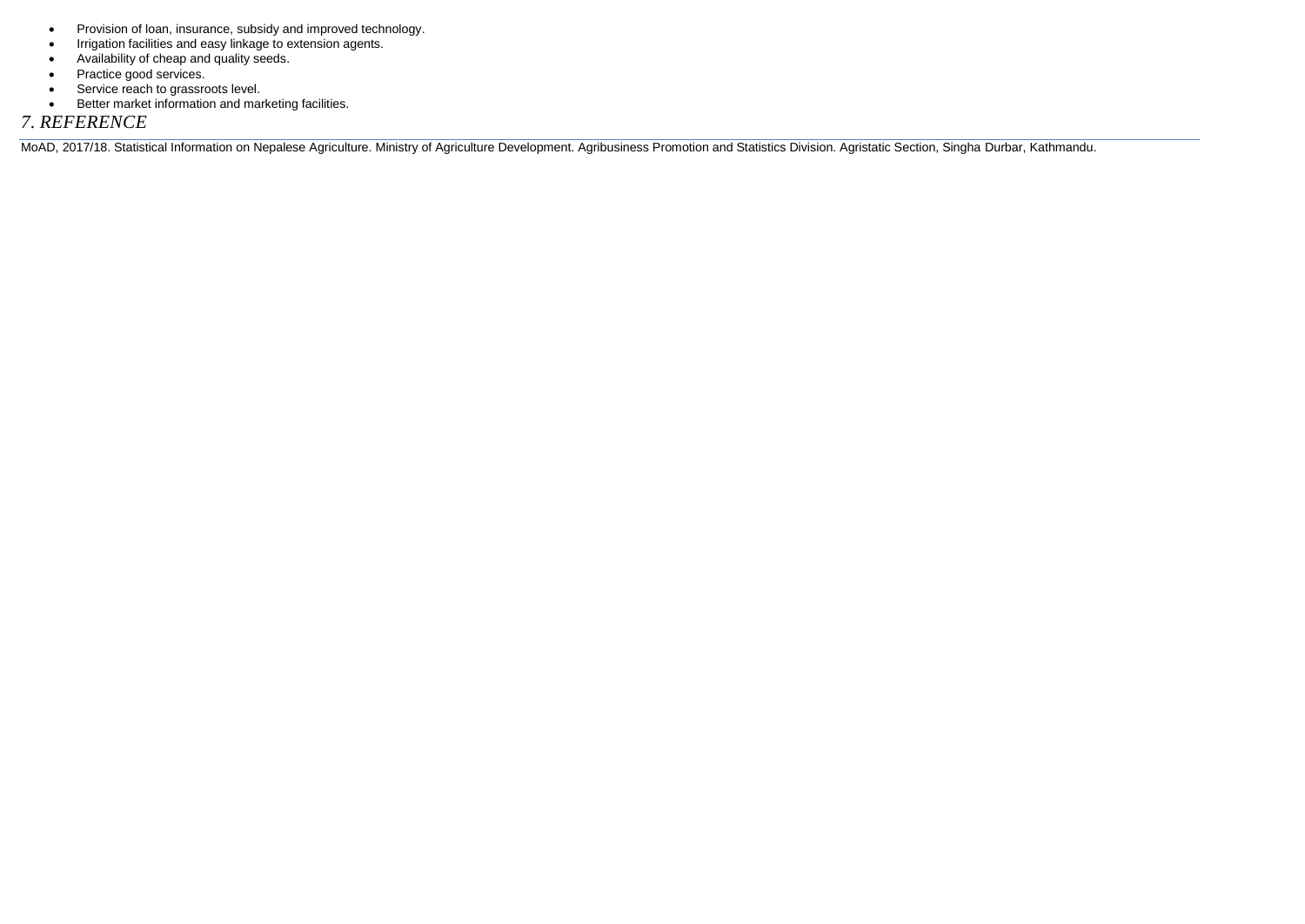- Provision of loan, insurance, subsidy and improved technology.
- Irrigation facilities and easy linkage to extension agents.
- Availability of cheap and quality seeds.
- Practice good services.
- Service reach to grassroots level.
- Better market information and marketing facilities.

## *7. REFERENCE*

MoAD, 2017/18. Statistical Information on Nepalese Agriculture. Ministry of Agriculture Development. Agribusiness Promotion and Statistics Division. Agristatic Section, Singha Durbar, Kathmandu.